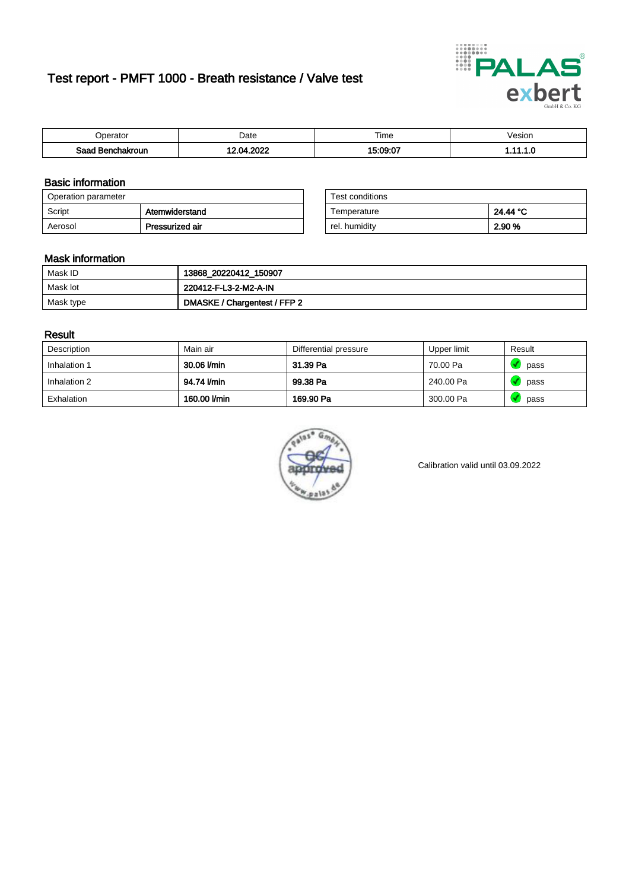# Test report - PMFT 1000 - Breath resistance / Valve test

| Operator | Date | Time | Vesion |
| --- | --- | --- | --- |
| **Saad Benchakroun** | **12.04.2022** | **15:09:07** | **1.11.1.0** |

## Basic information

| Operation parameter | |
| --- | --- |
| Script | **Atemwiderstand** |
| Aerosol | **Pressurized air** |

| Test conditions | |
| --- | --- |
| Temperature | **24.44 °C** |
| rel. humidity | **2.90 %** |

## Mask information

| | |
| --- | --- |
| Mask ID | **13868_20220412_150907** |
| Mask lot | **220412-F-L3-2-M2-A-IN** |
| Mask type | **DMASKE / Chargentest / FFP 2** |

## Result

| Description | Main air | Differential pressure | Upper limit | Result |
| --- | --- | --- | --- | --- |
| Inhalation 1 | **30.06 l/min** | **31.39 Pa** | 70.00 Pa | pass |
| Inhalation 2 | **94.74 l/min** | **99.38 Pa** | 240.00 Pa | pass |
| Exhalation | **160.00 l/min** | **169.90 Pa** | 300.00 Pa | pass |

Calibration valid until 03.09.2022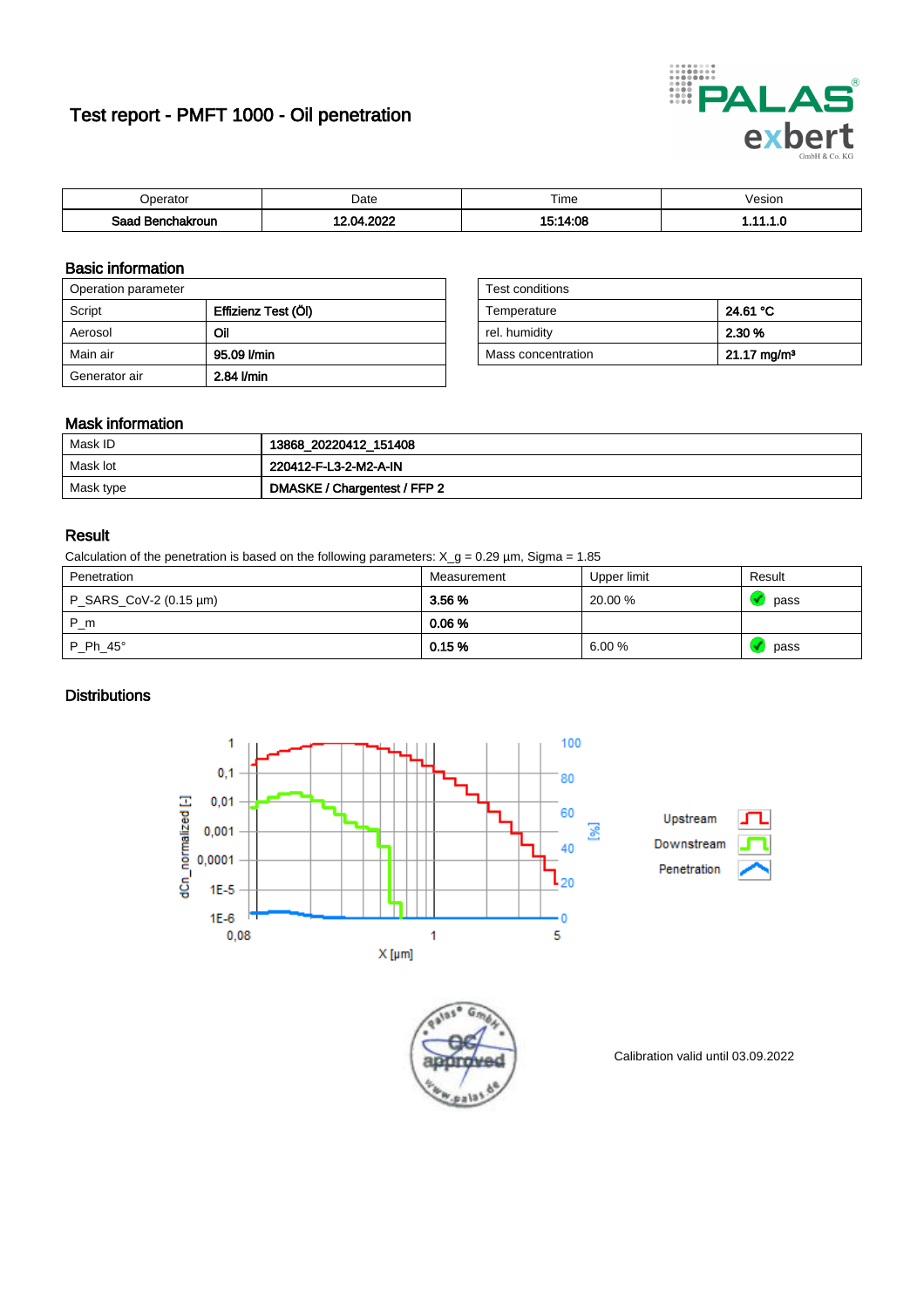# Test report - PMFT 1000 - Oil penetration

PALAS exbert GmbH & Co. KG

| Operator | Date | Time | Vesion |
| --- | --- | --- | --- |
| **Saad Benchakroun** | **12.04.2022** | **15:14:08** | **1.11.1.0** |

## Basic information

| Operation parameter | |
| --- | --- |
| Script | **Effizienz Test (Öl)** |
| Aerosol | **Oil** |
| Main air | **95.09 l/min** |
| Generator air | **2.84 l/min** |

| Test conditions | |
| --- | --- |
| Temperature | **24.61 °C** |
| rel. humidity | **2.30 %** |
| Mass concentration | **21.17 mg/m³** |

## Mask information

| | |
| --- | --- |
| Mask ID | **13868_20220412_151408** |
| Mask lot | **220412-F-L3-2-M2-A-IN** |
| Mask type | **DMASKE / Chargentest / FFP 2** |

## Result

Calculation of the penetration is based on the following parameters: X_g = 0.29 µm, Sigma = 1.85

| Penetration | Measurement | Upper limit | Result |
| --- | --- | --- | --- |
| P_SARS_CoV-2 (0.15 µm) | **3.56 %** | 20.00 % | pass |
| P_m | **0.06 %** | | |
| P_Ph_45° | **0.15 %** | 6.00 % | pass |

## Distributions

dCn_normalized [-]
1
0,1
0,01
0,001
0,0001
1E-5
1E-6
0,08
1
5
X [µm]
[%]
100
80
60
40
20
0
Upstream
Downstream
Penetration

Calibration valid until 03.09.2022